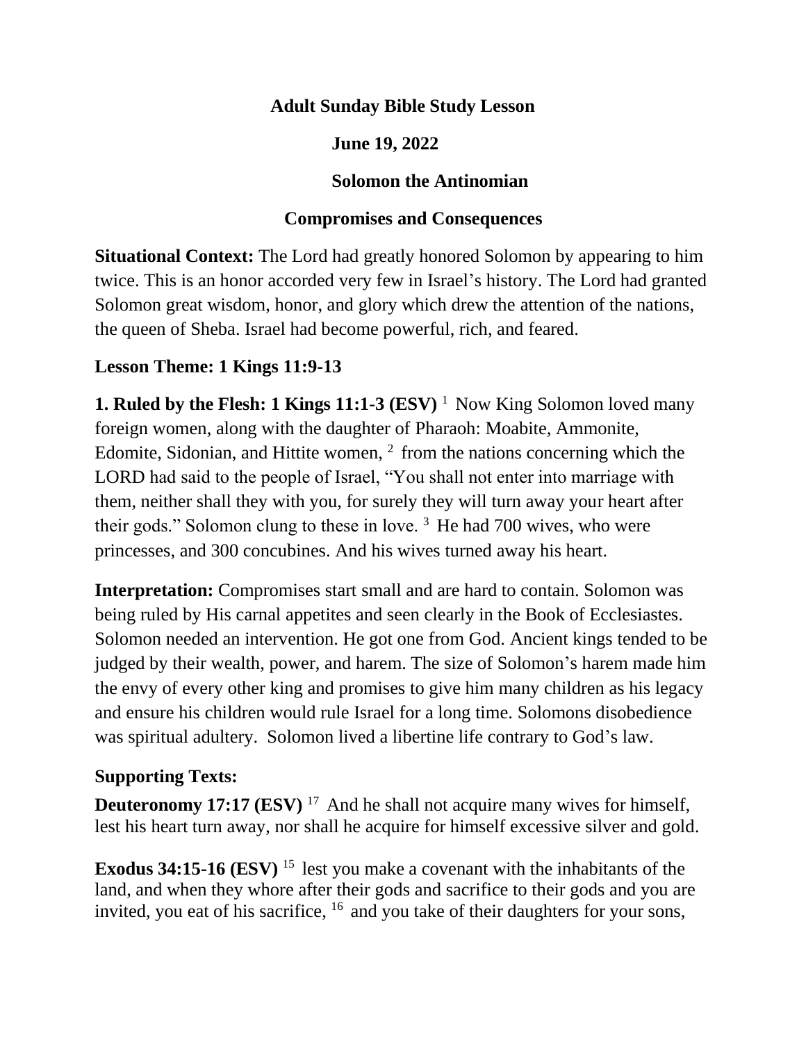**Adult Sunday Bible Study Lesson**

**June 19, 2022**

**Solomon the Antinomian**

**Compromises and Consequences**

**Situational Context:** The Lord had greatly honored Solomon by appearing to him twice. This is an honor accorded very few in Israel's history. The Lord had granted Solomon great wisdom, honor, and glory which drew the attention of the nations, the queen of Sheba. Israel had become powerful, rich, and feared.

**Lesson Theme: 1 Kings 11:9-13**

**1. Ruled by the Flesh: 1 Kings 11:1-3 (ESV)** [1] Now King Solomon loved many foreign women, along with the daughter of Pharaoh: Moabite, Ammonite, Edomite, Sidonian, and Hittite women, [2] from the nations concerning which the LORD had said to the people of Israel, "You shall not enter into marriage with them, neither shall they with you, for surely they will turn away your heart after their gods." Solomon clung to these in love. [3] He had 700 wives, who were princesses, and 300 concubines. And his wives turned away his heart.

**Interpretation:** Compromises start small and are hard to contain. Solomon was being ruled by His carnal appetites and seen clearly in the Book of Ecclesiastes. Solomon needed an intervention. He got one from God. Ancient kings tended to be judged by their wealth, power, and harem. The size of Solomon's harem made him the envy of every other king and promises to give him many children as his legacy and ensure his children would rule Israel for a long time. Solomons disobedience was spiritual adultery. Solomon lived a libertine life contrary to God's law.

**Supporting Texts:**

**Deuteronomy 17:17 (ESV)** [17] And he shall not acquire many wives for himself, lest his heart turn away, nor shall he acquire for himself excessive silver and gold.

**Exodus 34:15-16 (ESV)** [15] lest you make a covenant with the inhabitants of the land, and when they whore after their gods and sacrifice to their gods and you are invited, you eat of his sacrifice, [16] and you take of their daughters for your sons,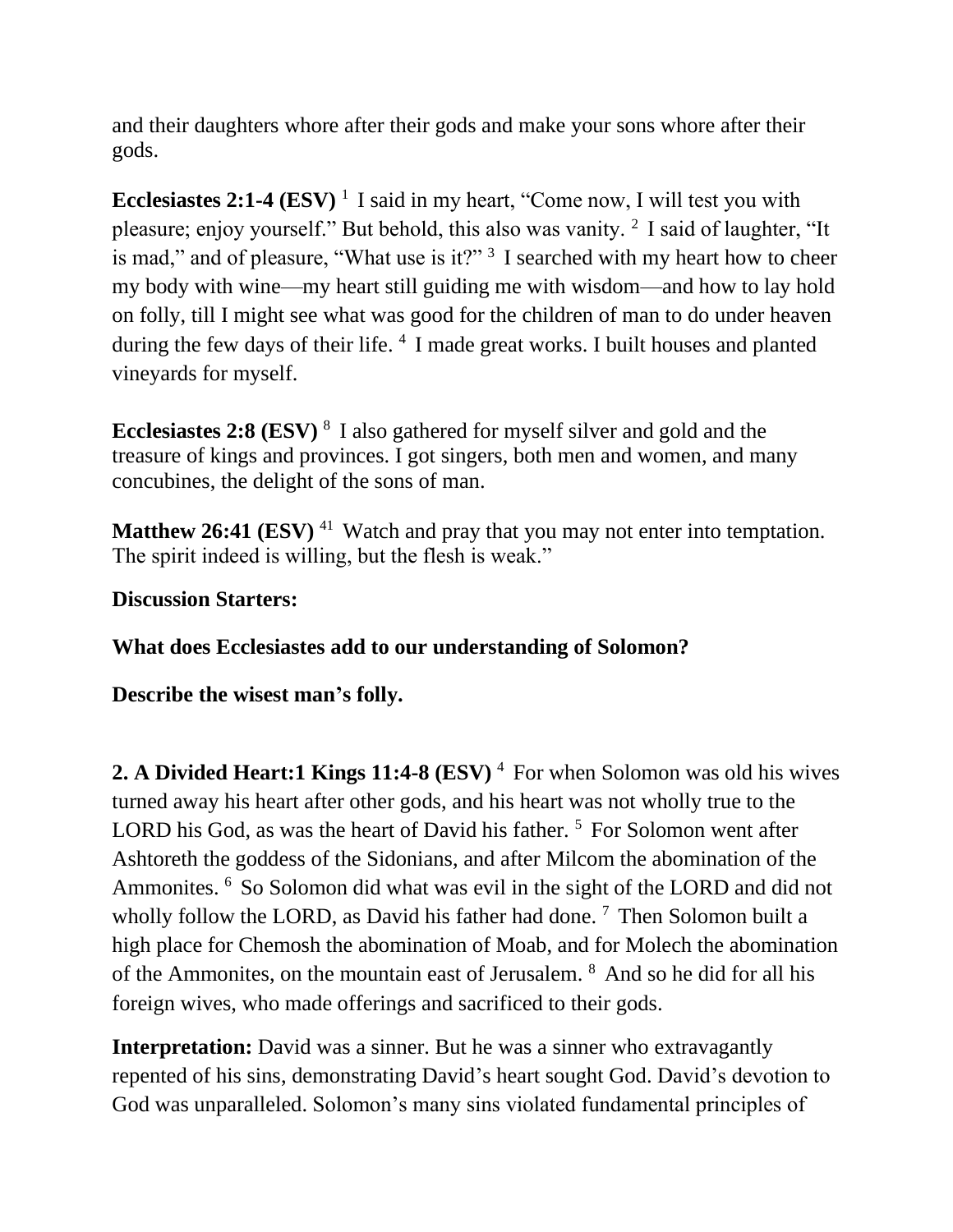and their daughters whore after their gods and make your sons whore after their gods.

**Ecclesiastes 2:1-4 (ESV)** [1] I said in my heart, "Come now, I will test you with pleasure; enjoy yourself." But behold, this also was vanity. [2] I said of laughter, "It is mad," and of pleasure, "What use is it?" [3] I searched with my heart how to cheer my body with wine—my heart still guiding me with wisdom—and how to lay hold on folly, till I might see what was good for the children of man to do under heaven during the few days of their life. [4] I made great works. I built houses and planted vineyards for myself.

**Ecclesiastes 2:8 (ESV)** [8] I also gathered for myself silver and gold and the treasure of kings and provinces. I got singers, both men and women, and many concubines, the delight of the sons of man.

**Matthew 26:41 (ESV)** [41] Watch and pray that you may not enter into temptation. The spirit indeed is willing, but the flesh is weak."

**Discussion Starters:**

**What does Ecclesiastes add to our understanding of Solomon?**

**Describe the wisest man's folly.**

**2. A Divided Heart:1 Kings 11:4-8 (ESV)** [4] For when Solomon was old his wives turned away his heart after other gods, and his heart was not wholly true to the LORD his God, as was the heart of David his father. [5] For Solomon went after Ashtoreth the goddess of the Sidonians, and after Milcom the abomination of the Ammonites. [6] So Solomon did what was evil in the sight of the LORD and did not wholly follow the LORD, as David his father had done. [7] Then Solomon built a high place for Chemosh the abomination of Moab, and for Molech the abomination of the Ammonites, on the mountain east of Jerusalem. [8] And so he did for all his foreign wives, who made offerings and sacrificed to their gods.

**Interpretation:** David was a sinner. But he was a sinner who extravagantly repented of his sins, demonstrating David's heart sought God. David's devotion to God was unparalleled. Solomon's many sins violated fundamental principles of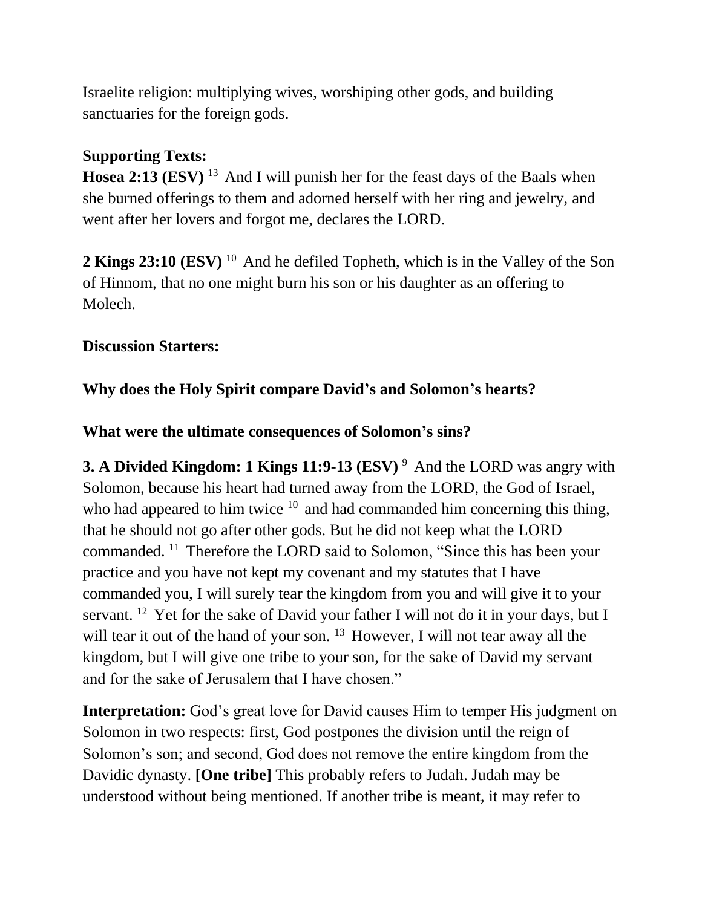Israelite religion: multiplying wives, worshiping other gods, and building sanctuaries for the foreign gods.

**Supporting Texts:**
**Hosea 2:13 (ESV)** [13] And I will punish her for the feast days of the Baals when she burned offerings to them and adorned herself with her ring and jewelry, and went after her lovers and forgot me, declares the LORD.

**2 Kings 23:10 (ESV)** [10] And he defiled Topheth, which is in the Valley of the Son of Hinnom, that no one might burn his son or his daughter as an offering to Molech.

**Discussion Starters:**

**Why does the Holy Spirit compare David's and Solomon's hearts?**

**What were the ultimate consequences of Solomon's sins?**

**3. A Divided Kingdom: 1 Kings 11:9-13 (ESV)** [9] And the LORD was angry with Solomon, because his heart had turned away from the LORD, the God of Israel, who had appeared to him twice [10] and had commanded him concerning this thing, that he should not go after other gods. But he did not keep what the LORD commanded. [11] Therefore the LORD said to Solomon, "Since this has been your practice and you have not kept my covenant and my statutes that I have commanded you, I will surely tear the kingdom from you and will give it to your servant. [12] Yet for the sake of David your father I will not do it in your days, but I will tear it out of the hand of your son. [13] However, I will not tear away all the kingdom, but I will give one tribe to your son, for the sake of David my servant and for the sake of Jerusalem that I have chosen."

**Interpretation:** God's great love for David causes Him to temper His judgment on Solomon in two respects: first, God postpones the division until the reign of Solomon's son; and second, God does not remove the entire kingdom from the Davidic dynasty. **[One tribe]** This probably refers to Judah. Judah may be understood without being mentioned. If another tribe is meant, it may refer to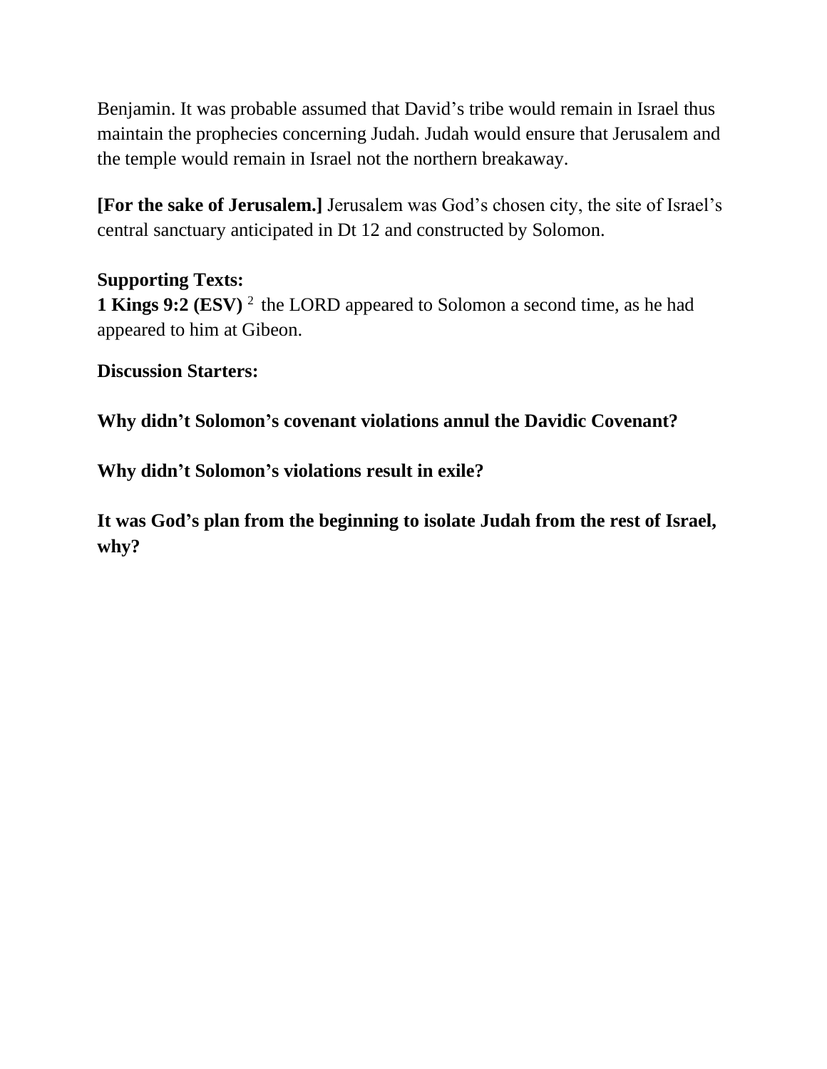Benjamin. It was probable assumed that David's tribe would remain in Israel thus maintain the prophecies concerning Judah. Judah would ensure that Jerusalem and the temple would remain in Israel not the northern breakaway.

**[For the sake of Jerusalem.]** Jerusalem was God's chosen city, the site of Israel's central sanctuary anticipated in Dt 12 and constructed by Solomon.

**Supporting Texts:**
**1 Kings 9:2 (ESV)** [2] the LORD appeared to Solomon a second time, as he had appeared to him at Gibeon.

**Discussion Starters:**

**Why didn't Solomon's covenant violations annul the Davidic Covenant?**

**Why didn't Solomon's violations result in exile?**

**It was God's plan from the beginning to isolate Judah from the rest of Israel, why?**